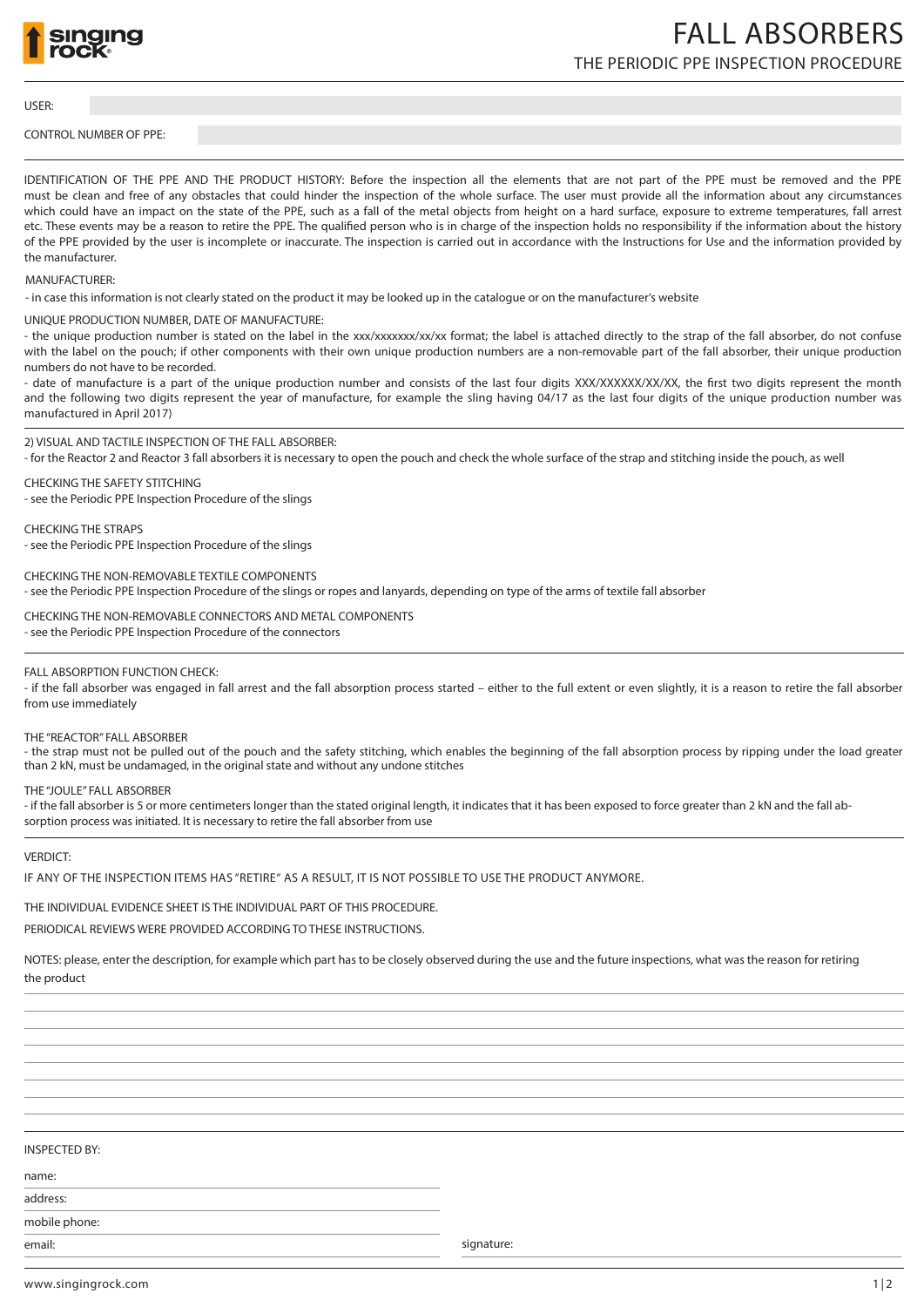# FALL ABSORBERS

## THE PERIODIC PPE INSPECTION PROCEDURE

USER:

CONTROL NUMBER OF PPE:

IDENTIFICATION OF THE PPE AND THE PRODUCT HISTORY: Before the inspection all the elements that are not part of the PPE must be removed and the PPE must be clean and free of any obstacles that could hinder the inspection of the whole surface. The user must provide all the information about any circumstances which could have an impact on the state of the PPE, such as a fall of the metal objects from height on a hard surface, exposure to extreme temperatures, fall arrest etc. These events may be a reason to retire the PPE. The qualified person who is in charge of the inspection holds no responsibility if the information about the history of the PPE provided by the user is incomplete or inaccurate. The inspection is carried out in accordance with the Instructions for Use and the information provided by the manufacturer.

MANUFACTURER:

- in case this information is not clearly stated on the product it may be looked up in the catalogue or on the manufacturer's website

UNIQUE PRODUCTION NUMBER, DATE OF MANUFACTURE:

- the unique production number is stated on the label in the xxx/xxxxxxx/xx/xx format; the label is attached directly to the strap of the fall absorber, do not confuse with the label on the pouch; if other components with their own unique production numbers are a non-removable part of the fall absorber, their unique production numbers do not have to be recorded.
- date of manufacture is a part of the unique production number and consists of the last four digits XXX/XXXXXX/XX/XX, the first two digits represent the month and the following two digits represent the year of manufacture, for example the sling having 04/17 as the last four digits of the unique production number was manufactured in April 2017)

2) VISUAL AND TACTILE INSPECTION OF THE FALL ABSORBER:

- for the Reactor 2 and Reactor 3 fall absorbers it is necessary to open the pouch and check the whole surface of the strap and stitching inside the pouch, as well

CHECKING THE SAFETY STITCHING

- see the Periodic PPE Inspection Procedure of the slings

CHECKING THE STRAPS

- see the Periodic PPE Inspection Procedure of the slings

CHECKING THE NON-REMOVABLE TEXTILE COMPONENTS

- see the Periodic PPE Inspection Procedure of the slings or ropes and lanyards, depending on type of the arms of textile fall absorber

CHECKING THE NON-REMOVABLE CONNECTORS AND METAL COMPONENTS

- see the Periodic PPE Inspection Procedure of the connectors

FALL ABSORPTION FUNCTION CHECK:

- if the fall absorber was engaged in fall arrest and the fall absorption process started – either to the full extent or even slightly, it is a reason to retire the fall absorber from use immediately

THE "REACTOR" FALL ABSORBER

- the strap must not be pulled out of the pouch and the safety stitching, which enables the beginning of the fall absorption process by ripping under the load greater than 2 kN, must be undamaged, in the original state and without any undone stitches

THE "JOULE" FALL ABSORBER

- if the fall absorber is 5 or more centimeters longer than the stated original length, it indicates that it has been exposed to force greater than 2 kN and the fall absorption process was initiated. It is necessary to retire the fall absorber from use

VERDICT:

IF ANY OF THE INSPECTION ITEMS HAS "RETIRE" AS A RESULT, IT IS NOT POSSIBLE TO USE THE PRODUCT ANYMORE.

THE INDIVIDUAL EVIDENCE SHEET IS THE INDIVIDUAL PART OF THIS PROCEDURE.

PERIODICAL REVIEWS WERE PROVIDED ACCORDING TO THESE INSTRUCTIONS.

NOTES: please, enter the description, for example which part has to be closely observed during the use and the future inspections, what was the reason for retiring the product

INSPECTED BY:

name:

address:

mobile phone:

email:

signature:

www.singingrock.com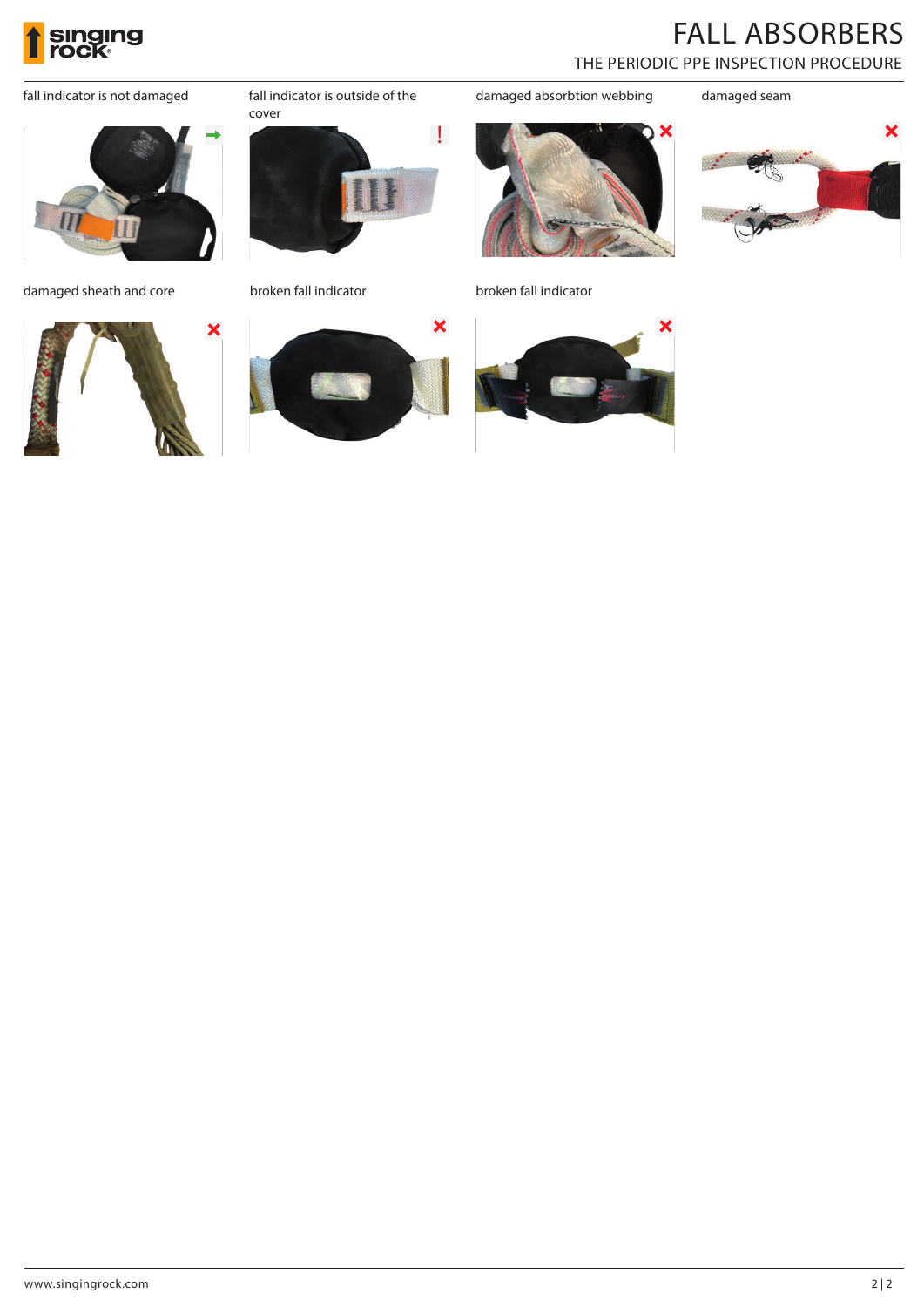# FALL ABSORBERS

## THE PERIODIC PPE INSPECTION PROCEDURE

fall indicator is not damaged

fall indicator is outside of the cover

damaged absorbtion webbing

damaged seam

damaged sheath and core

broken fall indicator

broken fall indicator

www.singingrock.com